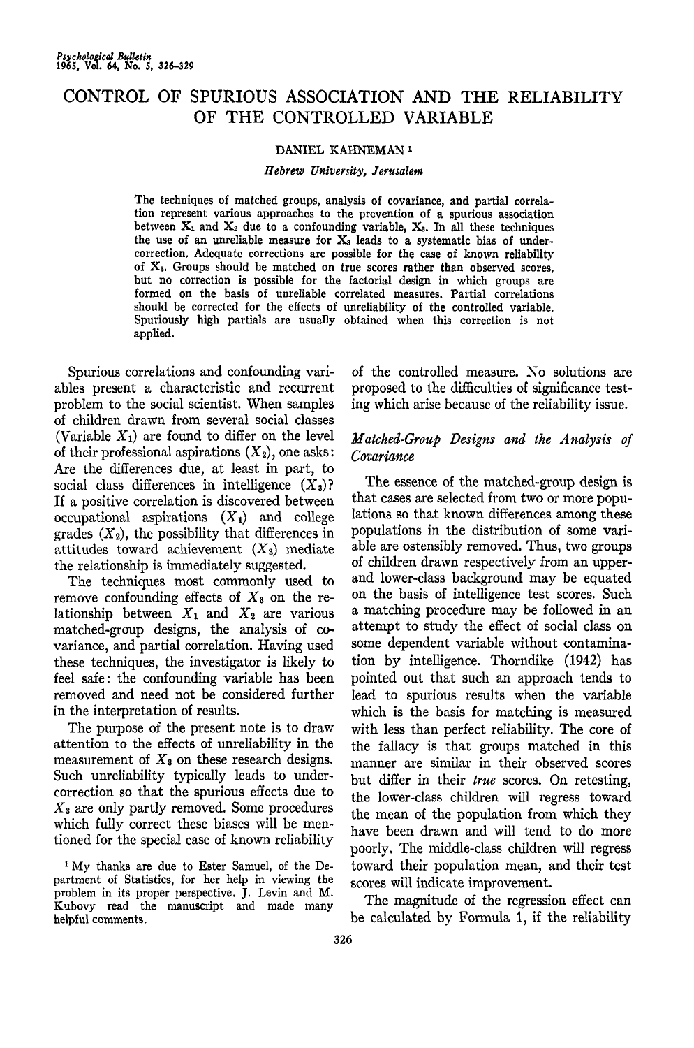# CONTROL OF SPURIOUS ASSOCIATION AND THE RELIABILITY OF THE CONTROLLED VARIABLE

DANIEL KAHNEMAN [1]

*Hebrew University, Jerusalem*

The techniques of matched groups, analysis of covariance, and partial correlation represent various approaches to the prevention of a spurious association between $X_1$ and $X_2$ due to a confounding variable, $X_3$. In all these techniques the use of an unreliable measure for $X_3$ leads to a systematic bias of under-correction. Adequate corrections are possible for the case of known reliability of $X_3$. Groups should be matched on true scores rather than observed scores, but no correction is possible for the factorial design in which groups are formed on the basis of unreliable correlated measures. Partial correlations should be corrected for the effects of unreliability of the controlled variable. Spuriously high partials are usually obtained when this correction is not applied.

Spurious correlations and confounding variables present a characteristic and recurrent problem to the social scientist. When samples of children drawn from several social classes (Variable $X_1$) are found to differ on the level of their professional aspirations ($X_2$), one asks: Are the differences due, at least in part, to social class differences in intelligence ($X_3$)? If a positive correlation is discovered between occupational aspirations ($X_1$) and college grades ($X_2$), the possibility that differences in attitudes toward achievement ($X_3$) mediate the relationship is immediately suggested.

The techniques most commonly used to remove confounding effects of $X_3$ on the relationship between $X_1$ and $X_2$ are various matched-group designs, the analysis of covariance, and partial correlation. Having used these techniques, the investigator is likely to feel safe: the confounding variable has been removed and need not be considered further in the interpretation of results.

The purpose of the present note is to draw attention to the effects of unreliability in the measurement of $X_3$ on these research designs. Such unreliability typically leads to under-correction so that the spurious effects due to $X_3$ are only partly removed. Some procedures which fully correct these biases will be mentioned for the special case of known reliability of the controlled measure. No solutions are proposed to the difficulties of significance testing which arise because of the reliability issue.

### *Matched-Group Designs and the Analysis of Covariance*

The essence of the matched-group design is that cases are selected from two or more populations so that known differences among these populations in the distribution of some variable are ostensibly removed. Thus, two groups of children drawn respectively from an upper- and lower-class background may be equated on the basis of intelligence test scores. Such a matching procedure may be followed in an attempt to study the effect of social class on some dependent variable without contamination by intelligence. Thorndike (1942) has pointed out that such an approach tends to lead to spurious results when the variable which is the basis for matching is measured with less than perfect reliability. The core of the fallacy is that groups matched in this manner are similar in their observed scores but differ in their *true* scores. On retesting, the lower-class children will regress toward the mean of the population from which they have been drawn and will tend to do more poorly. The middle-class children will regress toward their population mean, and their test scores will indicate improvement.

The magnitude of the regression effect can be calculated by Formula 1, if the reliability

[1] My thanks are due to Ester Samuel, of the Department of Statistics, for her help in viewing the problem in its proper perspective. J. Levin and M. Kubovy read the manuscript and made many helpful comments.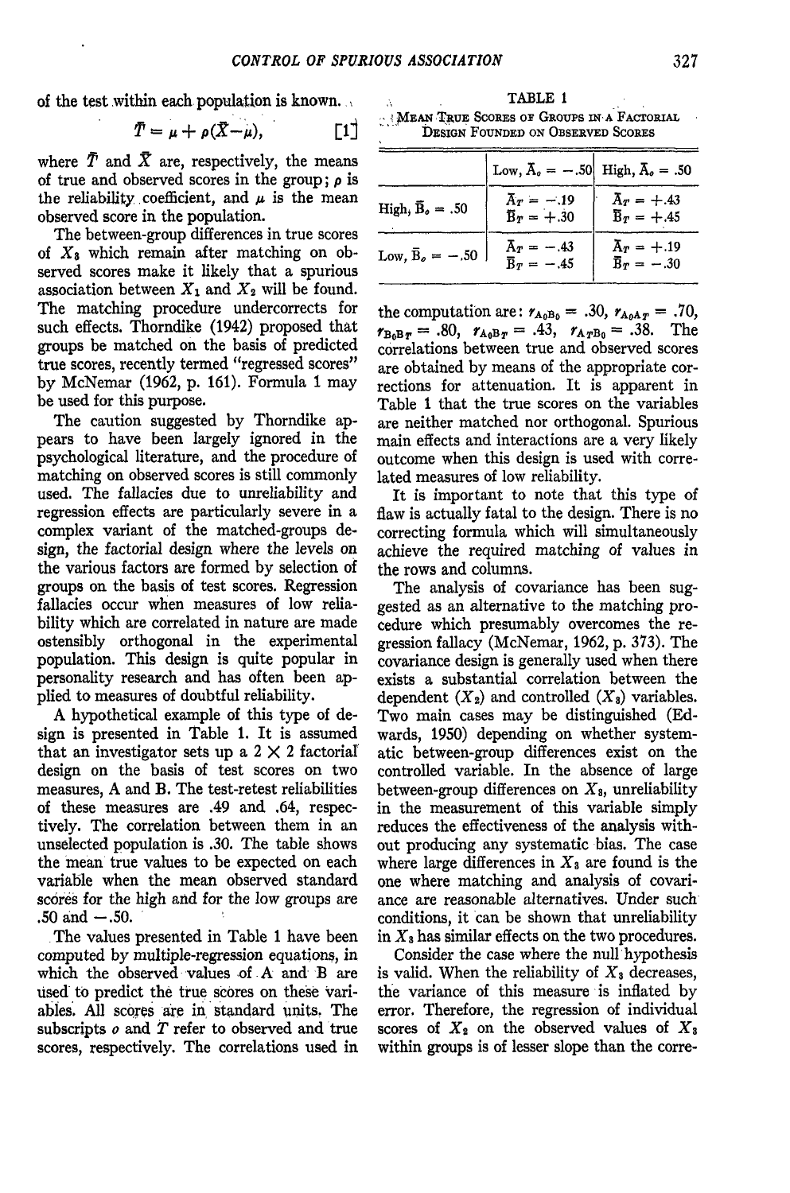of the test within each population is known.

$$\bar{T} = \mu + \rho(\bar{X} - \mu), \quad [1]$$

where $\bar{T}$ and $\bar{X}$ are, respectively, the means of true and observed scores in the group; $\rho$ is the reliability coefficient, and $\mu$ is the mean observed score in the population.

The between-group differences in true scores of $X_3$ which remain after matching on observed scores make it likely that a spurious association between $X_1$ and $X_2$ will be found. The matching procedure undercorrects for such effects. Thorndike (1942) proposed that groups be matched on the basis of predicted true scores, recently termed "regressed scores" by McNemar (1962, p. 161). Formula 1 may be used for this purpose.

The caution suggested by Thorndike appears to have been largely ignored in the psychological literature, and the procedure of matching on observed scores is still commonly used. The fallacies due to unreliability and regression effects are particularly severe in a complex variant of the matched-groups design, the factorial design where the levels on the various factors are formed by selection of groups on the basis of test scores. Regression fallacies occur when measures of low reliability which are correlated in nature are made ostensibly orthogonal in the experimental population. This design is quite popular in personality research and has often been applied to measures of doubtful reliability.

A hypothetical example of this type of design is presented in Table 1. It is assumed that an investigator sets up a 2 × 2 factorial design on the basis of test scores on two measures, A and B. The test-retest reliabilities of these measures are .49 and .64, respectively. The correlation between them in an unselected population is .30. The table shows the mean true values to be expected on each variable when the mean observed standard scores for the high and for the low groups are .50 and −.50.

The values presented in Table 1 have been computed by multiple-regression equations, in which the observed values of A and B are used to predict the true scores on these variables. All scores are in standard units. The subscripts *o* and *T* refer to observed and true scores, respectively. The correlations used in the computation are: $r_{A_oB_o} = .30$, $r_{A_oA_T} = .70$, $r_{B_oB_T} = .80$, $r_{A_oB_T} = .43$, $r_{A_TB_o} = .38$. The correlations between true and observed scores are obtained by means of the appropriate corrections for attenuation. It is apparent in Table 1 that the true scores on the variables are neither matched nor orthogonal. Spurious main effects and interactions are a very likely outcome when this design is used with correlated measures of low reliability.

TABLE 1

MEAN TRUE SCORES OF GROUPS IN A FACTORIAL DESIGN FOUNDED ON OBSERVED SCORES

| | Low, $\bar{A}_o = -.50$ | High, $\bar{A}_o = .50$ |
|---|---|---|
| High, $\bar{B}_o = .50$ | $\bar{A}_T = -.19$<br>$\bar{B}_T = +.30$ | $\bar{A}_T = +.43$<br>$\bar{B}_T = +.45$ |
| Low, $\bar{B}_o = -.50$ | $\bar{A}_T = -.43$<br>$\bar{B}_T = -.45$ | $\bar{A}_T = +.19$<br>$\bar{B}_T = -.30$ |

It is important to note that this type of flaw is actually fatal to the design. There is no correcting formula which will simultaneously achieve the required matching of values in the rows and columns.

The analysis of covariance has been suggested as an alternative to the matching procedure which presumably overcomes the regression fallacy (McNemar, 1962, p. 373). The covariance design is generally used when there exists a substantial correlation between the dependent ($X_2$) and controlled ($X_3$) variables. Two main cases may be distinguished (Edwards, 1950) depending on whether systematic between-group differences exist on the controlled variable. In the absence of large between-group differences on $X_3$, unreliability in the measurement of this variable simply reduces the effectiveness of the analysis without producing any systematic bias. The case where large differences in $X_3$ are found is the one where matching and analysis of covariance are reasonable alternatives. Under such conditions, it can be shown that unreliability in $X_3$ has similar effects on the two procedures.

Consider the case where the null hypothesis is valid. When the reliability of $X_3$ decreases, the variance of this measure is inflated by error. Therefore, the regression of individual scores of $X_2$ on the observed values of $X_3$ within groups is of lesser slope than the corre-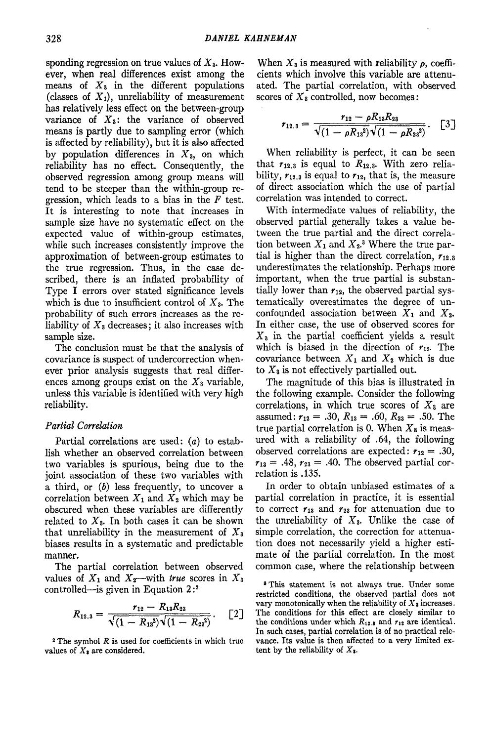sponding regression on true values of $X_3$. However, when real differences exist among the means of $X_3$ in the different populations (classes of $X_1$), unreliability of measurement has relatively less effect on the between-group variance of $X_3$: the variance of observed means is partly due to sampling error (which is affected by reliability), but it is also affected by population differences in $X_3$, on which reliability has no effect. Consequently, the observed regression among group means will tend to be steeper than the within-group regression, which leads to a bias in the $F$ test. It is interesting to note that increases in sample size have no systematic effect on the expected value of within-group estimates, while such increases consistently improve the approximation of between-group estimates to the true regression. Thus, in the case described, there is an inflated probability of Type I errors over stated significance levels which is due to insufficient control of $X_3$. The probability of such errors increases as the reliability of $X_3$ decreases; it also increases with sample size.

The conclusion must be that the analysis of covariance is suspect of undercorrection whenever prior analysis suggests that real differences among groups exist on the $X_3$ variable, unless this variable is identified with very high reliability.

### *Partial Correlation*

Partial correlations are used: (*a*) to establish whether an observed correlation between two variables is spurious, being due to the joint association of these two variables with a third, or (*b*) less frequently, to uncover a correlation between $X_1$ and $X_2$ which may be obscured when these variables are differently related to $X_3$. In both cases it can be shown that unreliability in the measurement of $X_3$ biases results in a systematic and predictable manner.

The partial correlation between observed values of $X_1$ and $X_2$—with *true* scores in $X_3$ controlled—is given in Equation 2:[2]

$$R_{12.3} = \frac{r_{12} - R_{13}R_{23}}{\sqrt{(1 - R_{13}^2)}\sqrt{(1 - R_{23}^2)}}. \quad [2]$$

[2] The symbol $R$ is used for coefficients in which true values of $X_3$ are considered.

When $X_3$ is measured with reliability $\rho$, coefficients which involve this variable are attenuated. The partial correlation, with observed scores of $X_3$ controlled, now becomes:

$$r_{12.3} = \frac{r_{12} - \rho R_{13}R_{23}}{\sqrt{(1 - \rho R_{13}^2)}\sqrt{(1 - \rho R_{23}^2)}}. \quad [3]$$

When reliability is perfect, it can be seen that $r_{12.3}$ is equal to $R_{12.3}$. With zero reliability, $r_{12.3}$ is equal to $r_{12}$, that is, the measure of direct association which the use of partial correlation was intended to correct.

With intermediate values of reliability, the observed partial generally takes a value between the true partial and the direct correlation between $X_1$ and $X_2$.[3] Where the true partial is higher than the direct correlation, $r_{12.3}$ underestimates the relationship. Perhaps more important, when the true partial is substantially lower than $r_{12}$, the observed partial systematically overestimates the degree of unconfounded association between $X_1$ and $X_2$. In either case, the use of observed scores for $X_3$ in the partial coefficient yields a result which is biased in the direction of $r_{12}$. The covariance between $X_1$ and $X_2$ which is due to $X_3$ is not effectively partialled out.

The magnitude of this bias is illustrated in the following example. Consider the following correlations, in which true scores of $X_3$ are assumed: $r_{12} = .30$, $R_{13} = .60$, $R_{23} = .50$. The true partial correlation is 0. When $X_3$ is measured with a reliability of .64, the following observed correlations are expected: $r_{12} = .30$, $r_{13} = .48$, $r_{23} = .40$. The observed partial correlation is .135.

In order to obtain unbiased estimates of a partial correlation in practice, it is essential to correct $r_{13}$ and $r_{23}$ for attenuation due to the unreliability of $X_3$. Unlike the case of simple correlation, the correction for attenuation does not necessarily yield a higher estimate of the partial correlation. In the most common case, where the relationship between

[3] This statement is not always true. Under some restricted conditions, the observed partial does not vary monotonically when the reliability of $X_3$ increases. The conditions for this effect are closely similar to the conditions under which $R_{12.3}$ and $r_{12}$ are identical. In such cases, partial correlation is of no practical relevance. Its value is then affected to a very limited extent by the reliability of $X_3$.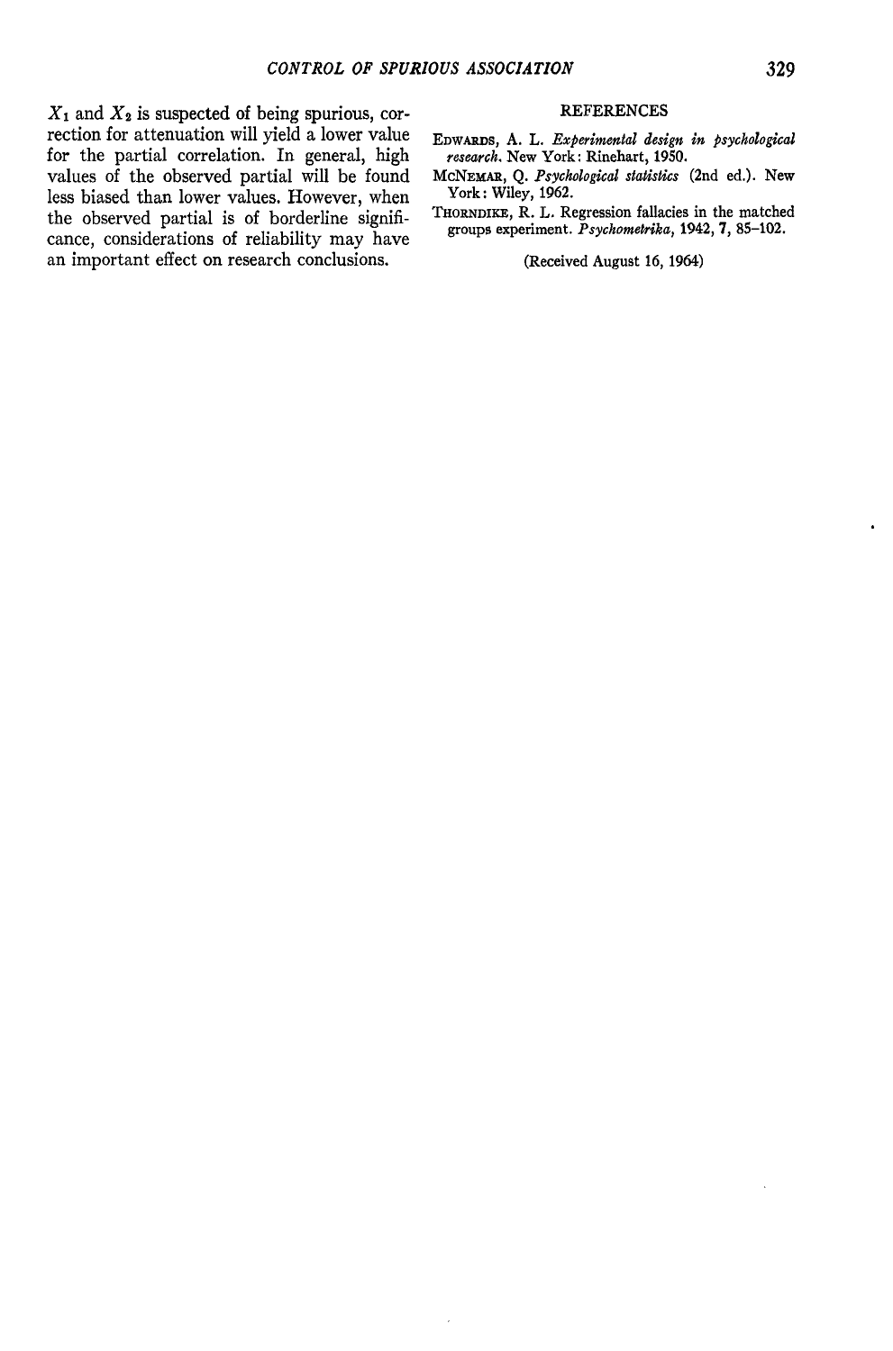$X_1$ and $X_2$ is suspected of being spurious, correction for attenuation will yield a lower value for the partial correlation. In general, high values of the observed partial will be found less biased than lower values. However, when the observed partial is of borderline significance, considerations of reliability may have an important effect on research conclusions.

## REFERENCES

EDWARDS, A. L. *Experimental design in psychological research.* New York: Rinehart, 1950.

MCNEMAR, Q. *Psychological statistics* (2nd ed.). New York: Wiley, 1962.

THORNDIKE, R. L. Regression fallacies in the matched groups experiment. *Psychometrika,* 1942, **7**, 85–102.

(Received August 16, 1964)